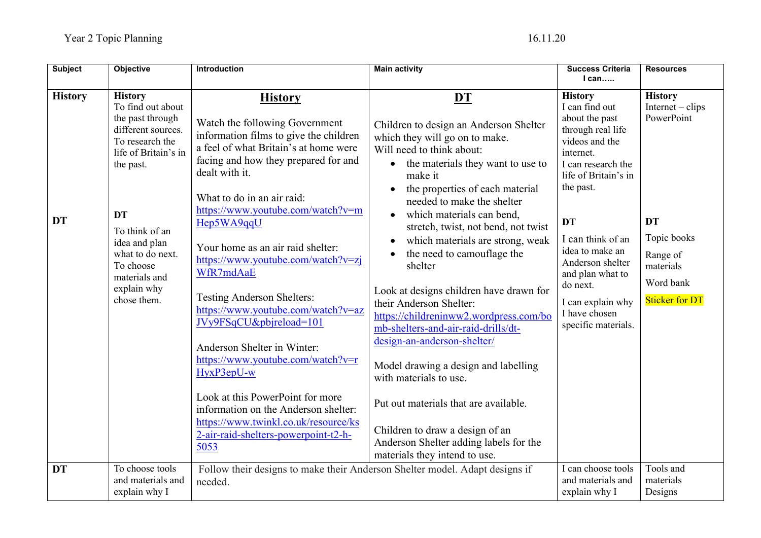Year 2 Topic Planning 16.11.20

| Subject | Objective | Introduction | Main activity | Success Criteria I can….. | Resources |
|---|---|---|---|---|---|
| **History**<br><br>**DT** | **History**<br>To find out about the past through different sources.<br>To research the life of Britain's in the past.<br><br>**DT**<br>To think of an idea and plan what to do next.<br>To choose materials and explain why chose them. | **History**<br><br>Watch the following Government information films to give the children a feel of what Britain's at home were facing and how they prepared for and dealt with it.<br><br>What to do in an air raid:<br>https://www.youtube.com/watch?v=mHep5WA9qqU<br><br>Your home as an air raid shelter:<br>https://www.youtube.com/watch?v=zjWfR7mdAaE<br><br>Testing Anderson Shelters:<br>https://www.youtube.com/watch?v=azJVy9FSqCU&pbjreload=101<br><br>Anderson Shelter in Winter:<br>https://www.youtube.com/watch?v=rHyxP3epU-w<br><br>Look at this PowerPoint for more information on the Anderson shelter:<br>https://www.twinkl.co.uk/resource/ks2-air-raid-shelters-powerpoint-t2-h-5053 | **DT**<br><br>Children to design an Anderson Shelter which they will go on to make.<br>Will need to think about:<br>• the materials they want to use to make it<br>• the properties of each material needed to make the shelter<br>• which materials can bend, stretch, twist, not bend, not twist<br>• which materials are strong, weak<br>• the need to camouflage the shelter<br><br>Look at designs children have drawn for their Anderson Shelter:<br>https://childreninww2.wordpress.com/bomb-shelters-and-air-raid-drills/dt-design-an-anderson-shelter/<br><br>Model drawing a design and labelling with materials to use.<br><br>Put out materials that are available.<br><br>Children to draw a design of an Anderson Shelter adding labels for the materials they intend to use. | **History**<br>I can find out about the past through real life videos and the internet.<br>I can research the life of Britain's in the past.<br><br>**DT**<br>I can think of an idea to make an Anderson shelter and plan what to do next.<br>I can explain why I have chosen specific materials. | **History**<br>Internet – clips<br>PowerPoint<br><br>**DT**<br>Topic books<br>Range of materials<br>Word bank<br>Sticker for DT |
| **DT** | To choose tools and materials and explain why I | Follow their designs to make their Anderson Shelter model. Adapt designs if needed. | | I can choose tools and materials and explain why I | Tools and materials<br>Designs |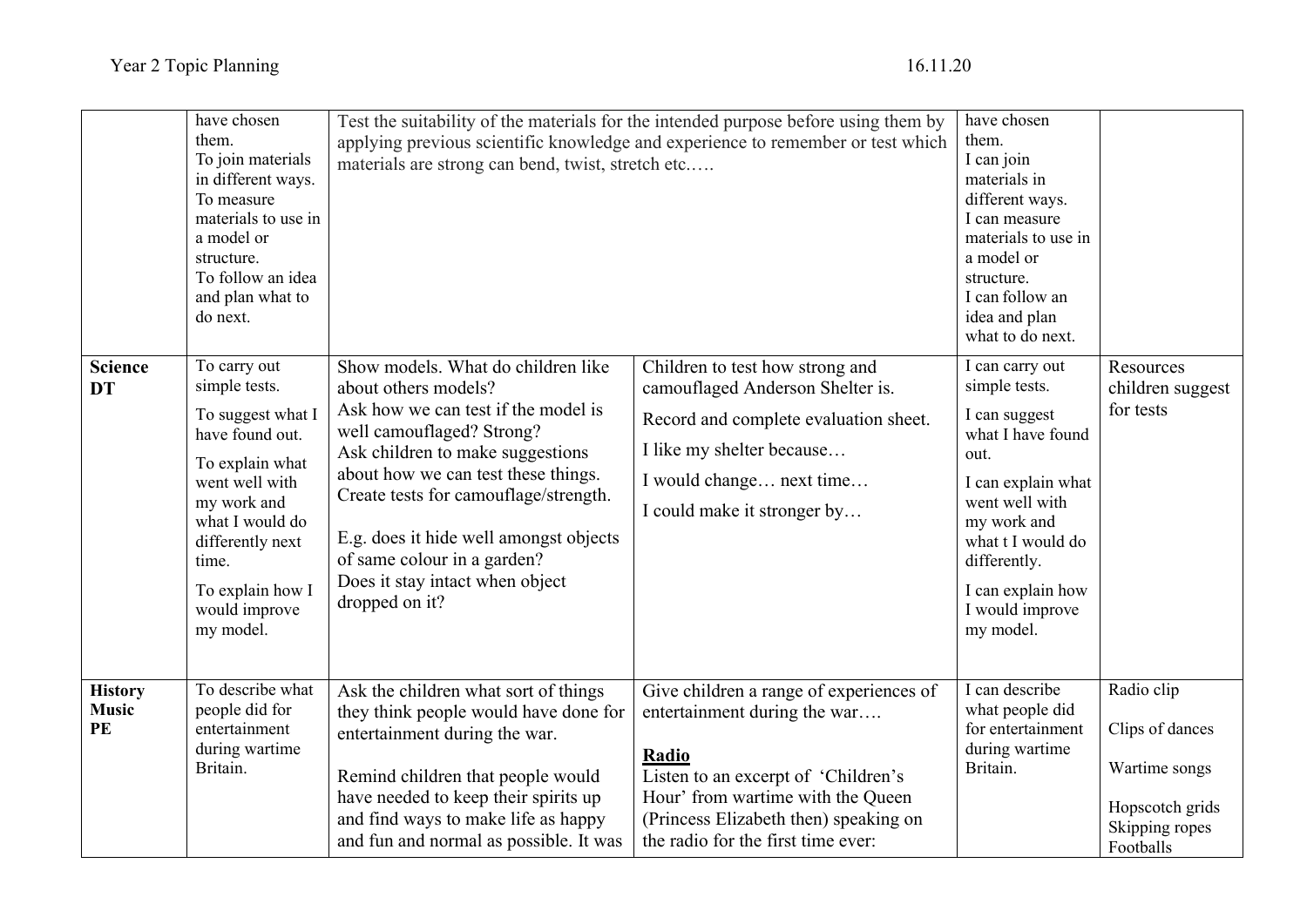| | | | | | |
|---|---|---|---|---|---|
| | have chosen them.<br>To join materials in different ways.<br>To measure materials to use in a model or structure.<br>To follow an idea and plan what to do next. | Test the suitability of the materials for the intended purpose before using them by applying previous scientific knowledge and experience to remember or test which materials are strong can bend, twist, stretch etc….. | | have chosen them.<br>I can join materials in different ways.<br>I can measure materials to use in a model or structure.<br>I can follow an idea and plan what to do next. | |
| **Science DT** | To carry out simple tests.<br><br>To suggest what I have found out.<br><br>To explain what went well with my work and what I would do differently next time.<br><br>To explain how I would improve my model. | Show models. What do children like about others models?<br>Ask how we can test if the model is well camouflaged? Strong?<br>Ask children to make suggestions about how we can test these things.<br>Create tests for camouflage/strength.<br><br>E.g. does it hide well amongst objects of same colour in a garden?<br>Does it stay intact when object dropped on it? | Children to test how strong and camouflaged Anderson Shelter is.<br><br>Record and complete evaluation sheet.<br><br>I like my shelter because…<br><br>I would change… next time…<br><br>I could make it stronger by… | I can carry out simple tests.<br><br>I can suggest what I have found out.<br><br>I can explain what went well with my work and what t I would do differently.<br><br>I can explain how I would improve my model. | Resources children suggest for tests |
| **History Music PE** | To describe what people did for entertainment during wartime Britain. | Ask the children what sort of things they think people would have done for entertainment during the war.<br><br>Remind children that people would have needed to keep their spirits up and find ways to make life as happy and fun and normal as possible. It was | Give children a range of experiences of entertainment during the war….<br><br>**Radio**<br>Listen to an excerpt of 'Children's Hour' from wartime with the Queen (Princess Elizabeth then) speaking on the radio for the first time ever: | I can describe what people did for entertainment during wartime Britain. | Radio clip<br><br>Clips of dances<br><br>Wartime songs<br><br>Hopscotch grids<br>Skipping ropes<br>Footballs |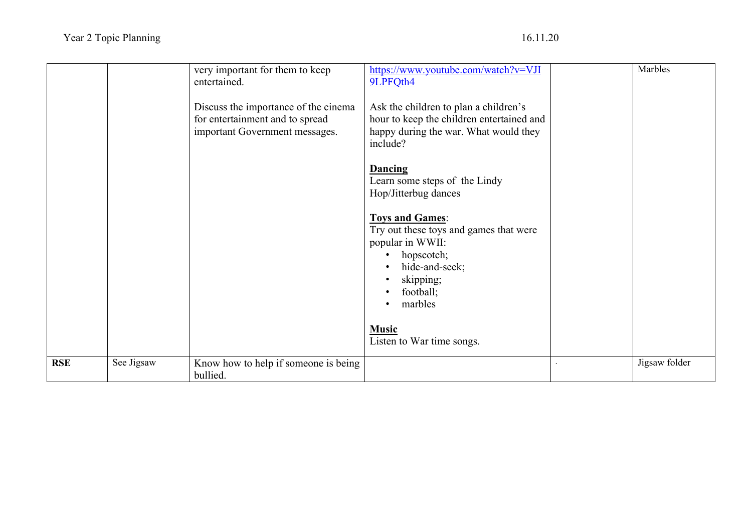| | | | | | |
|---|---|---|---|---|---|
| | | very important for them to keep entertained.<br><br>Discuss the importance of the cinema for entertainment and to spread important Government messages. | https://www.youtube.com/watch?v=VJI9LPFQth4<br><br>Ask the children to plan a children's hour to keep the children entertained and happy during the war. What would they include?<br><br>**Dancing**<br>Learn some steps of the Lindy Hop/Jitterbug dances<br><br>**Toys and Games**:<br>Try out these toys and games that were popular in WWII:<br>• hopscotch;<br>• hide-and-seek;<br>• skipping;<br>• football;<br>• marbles<br><br>**Music**<br>Listen to War time songs. | | Marbles |
| **RSE** | See Jigsaw | Know how to help if someone is being bullied. | | . | Jigsaw folder |